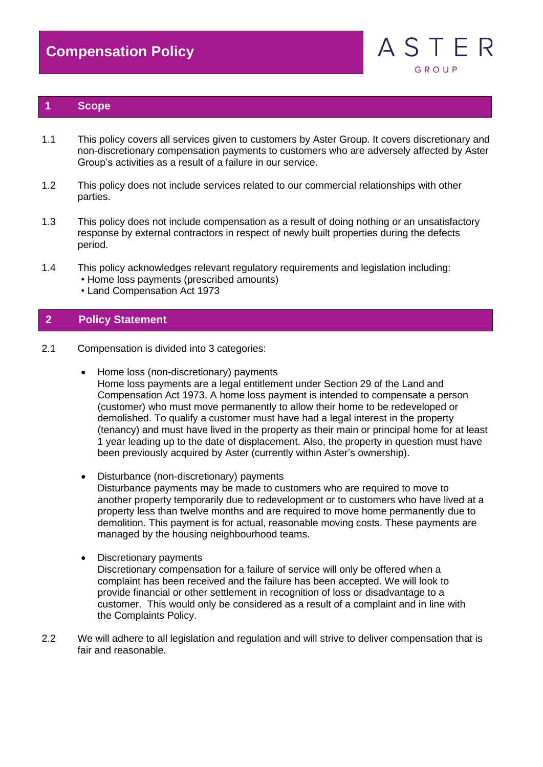# Compensation Policy

ASTER GROUP

## 1 Scope

1.1 This policy covers all services given to customers by Aster Group. It covers discretionary and non-discretionary compensation payments to customers who are adversely affected by Aster Group's activities as a result of a failure in our service.

1.2 This policy does not include services related to our commercial relationships with other parties.

1.3 This policy does not include compensation as a result of doing nothing or an unsatisfactory response by external contractors in respect of newly built properties during the defects period.

1.4 This policy acknowledges relevant regulatory requirements and legislation including:
- Home loss payments (prescribed amounts)
- Land Compensation Act 1973

## 2 Policy Statement

2.1 Compensation is divided into 3 categories:

- Home loss (non-discretionary) payments
  Home loss payments are a legal entitlement under Section 29 of the Land and Compensation Act 1973. A home loss payment is intended to compensate a person (customer) who must move permanently to allow their home to be redeveloped or demolished. To qualify a customer must have had a legal interest in the property (tenancy) and must have lived in the property as their main or principal home for at least 1 year leading up to the date of displacement. Also, the property in question must have been previously acquired by Aster (currently within Aster's ownership).

- Disturbance (non-discretionary) payments
  Disturbance payments may be made to customers who are required to move to another property temporarily due to redevelopment or to customers who have lived at a property less than twelve months and are required to move home permanently due to demolition. This payment is for actual, reasonable moving costs. These payments are managed by the housing neighbourhood teams.

- Discretionary payments
  Discretionary compensation for a failure of service will only be offered when a complaint has been received and the failure has been accepted. We will look to provide financial or other settlement in recognition of loss or disadvantage to a customer. This would only be considered as a result of a complaint and in line with the Complaints Policy.

2.2 We will adhere to all legislation and regulation and will strive to deliver compensation that is fair and reasonable.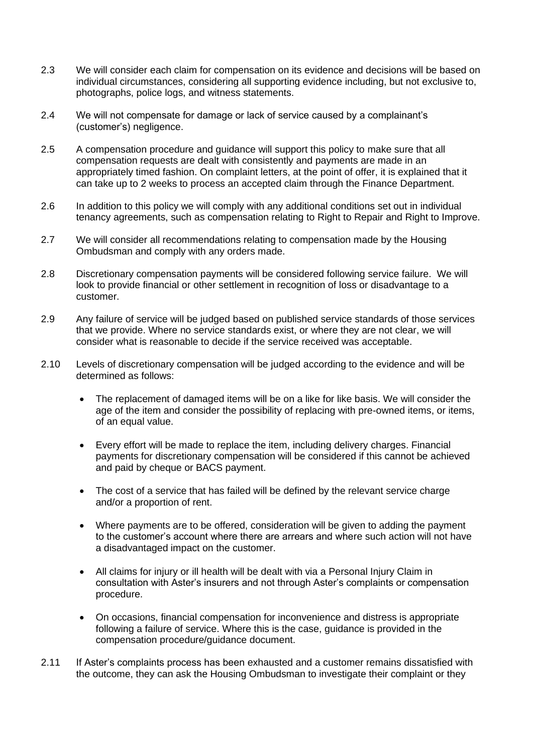2.3 We will consider each claim for compensation on its evidence and decisions will be based on individual circumstances, considering all supporting evidence including, but not exclusive to, photographs, police logs, and witness statements.

2.4 We will not compensate for damage or lack of service caused by a complainant's (customer's) negligence.

2.5 A compensation procedure and guidance will support this policy to make sure that all compensation requests are dealt with consistently and payments are made in an appropriately timed fashion. On complaint letters, at the point of offer, it is explained that it can take up to 2 weeks to process an accepted claim through the Finance Department.

2.6 In addition to this policy we will comply with any additional conditions set out in individual tenancy agreements, such as compensation relating to Right to Repair and Right to Improve.

2.7 We will consider all recommendations relating to compensation made by the Housing Ombudsman and comply with any orders made.

2.8 Discretionary compensation payments will be considered following service failure. We will look to provide financial or other settlement in recognition of loss or disadvantage to a customer.

2.9 Any failure of service will be judged based on published service standards of those services that we provide. Where no service standards exist, or where they are not clear, we will consider what is reasonable to decide if the service received was acceptable.

2.10 Levels of discretionary compensation will be judged according to the evidence and will be determined as follows:

- The replacement of damaged items will be on a like for like basis. We will consider the age of the item and consider the possibility of replacing with pre-owned items, or items, of an equal value.
- Every effort will be made to replace the item, including delivery charges. Financial payments for discretionary compensation will be considered if this cannot be achieved and paid by cheque or BACS payment.
- The cost of a service that has failed will be defined by the relevant service charge and/or a proportion of rent.
- Where payments are to be offered, consideration will be given to adding the payment to the customer's account where there are arrears and where such action will not have a disadvantaged impact on the customer.
- All claims for injury or ill health will be dealt with via a Personal Injury Claim in consultation with Aster's insurers and not through Aster's complaints or compensation procedure.
- On occasions, financial compensation for inconvenience and distress is appropriate following a failure of service. Where this is the case, guidance is provided in the compensation procedure/guidance document.

2.11 If Aster's complaints process has been exhausted and a customer remains dissatisfied with the outcome, they can ask the Housing Ombudsman to investigate their complaint or they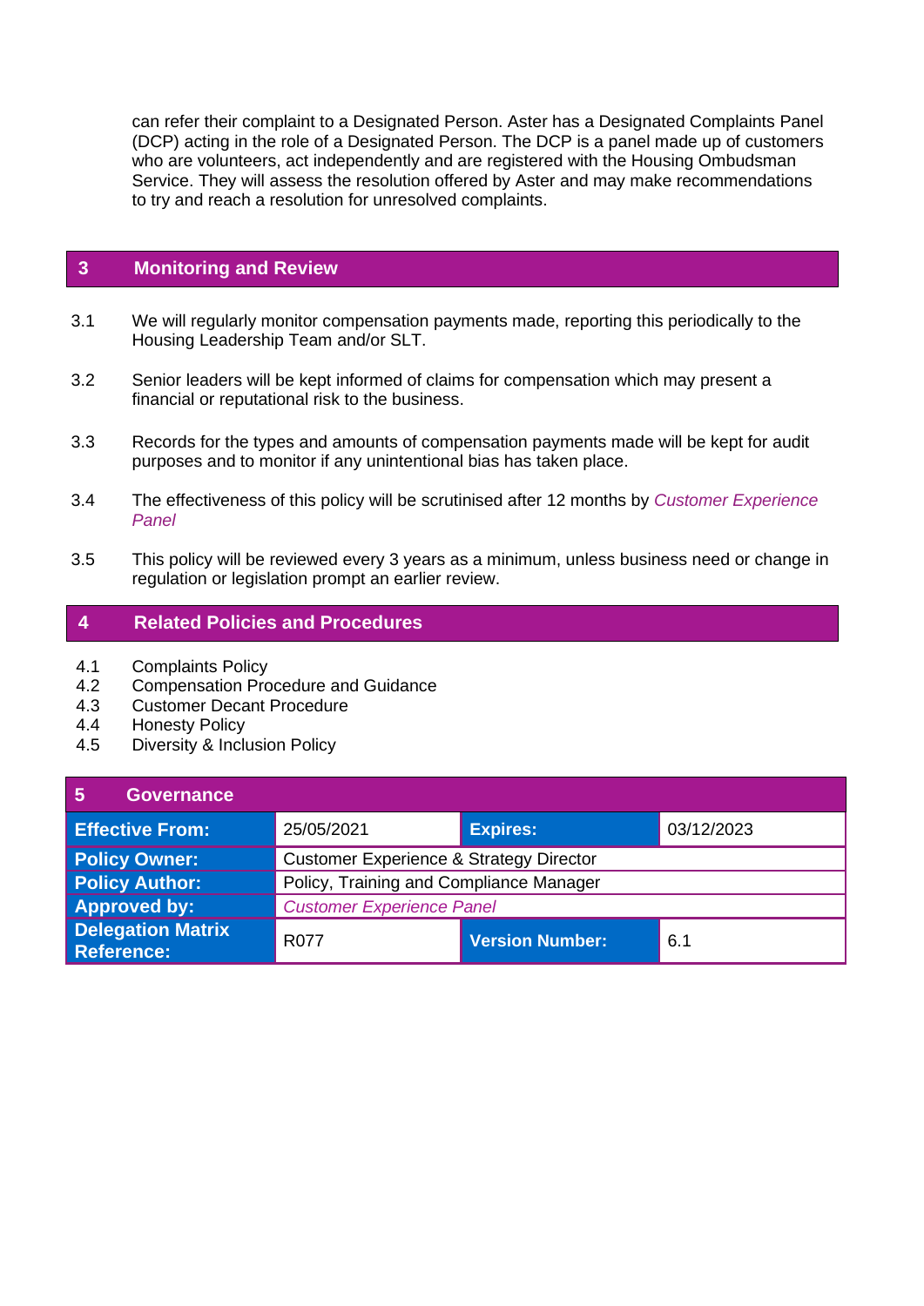can refer their complaint to a Designated Person. Aster has a Designated Complaints Panel (DCP) acting in the role of a Designated Person. The DCP is a panel made up of customers who are volunteers, act independently and are registered with the Housing Ombudsman Service. They will assess the resolution offered by Aster and may make recommendations to try and reach a resolution for unresolved complaints.

## 3 Monitoring and Review

3.1 We will regularly monitor compensation payments made, reporting this periodically to the Housing Leadership Team and/or SLT.

3.2 Senior leaders will be kept informed of claims for compensation which may present a financial or reputational risk to the business.

3.3 Records for the types and amounts of compensation payments made will be kept for audit purposes and to monitor if any unintentional bias has taken place.

3.4 The effectiveness of this policy will be scrutinised after 12 months by *Customer Experience Panel*

3.5 This policy will be reviewed every 3 years as a minimum, unless business need or change in regulation or legislation prompt an earlier review.

## 4 Related Policies and Procedures

4.1 Complaints Policy
4.2 Compensation Procedure and Guidance
4.3 Customer Decant Procedure
4.4 Honesty Policy
4.5 Diversity & Inclusion Policy

## 5 Governance

| | | | |
|---|---|---|---|
| **Effective From:** | 25/05/2021 | **Expires:** | 03/12/2023 |
| **Policy Owner:** | Customer Experience & Strategy Director | | |
| **Policy Author:** | Policy, Training and Compliance Manager | | |
| **Approved by:** | *Customer Experience Panel* | | |
| **Delegation Matrix Reference:** | R077 | **Version Number:** | 6.1 |